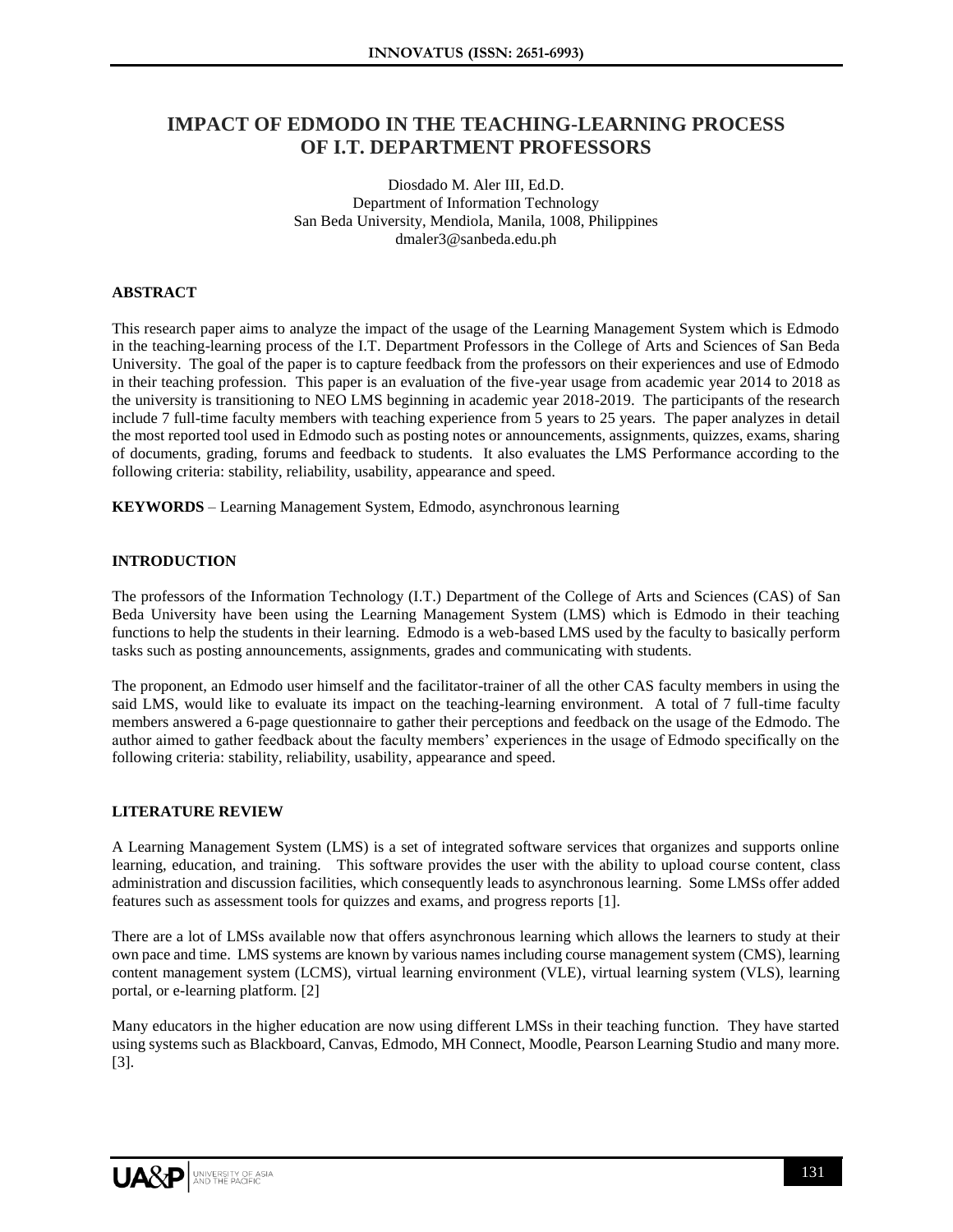# IMPACT OF EDMODO IN THE TEACHING-LEARNING PROCESS OF I.T. DEPARTMENT PROFESSORS

Diosdado M. Aler III, Ed.D.
Department of Information Technology
San Beda University, Mendiola, Manila, 1008, Philippines
dmaler3@sanbeda.edu.ph

## ABSTRACT

This research paper aims to analyze the impact of the usage of the Learning Management System which is Edmodo in the teaching-learning process of the I.T. Department Professors in the College of Arts and Sciences of San Beda University. The goal of the paper is to capture feedback from the professors on their experiences and use of Edmodo in their teaching profession. This paper is an evaluation of the five-year usage from academic year 2014 to 2018 as the university is transitioning to NEO LMS beginning in academic year 2018-2019. The participants of the research include 7 full-time faculty members with teaching experience from 5 years to 25 years. The paper analyzes in detail the most reported tool used in Edmodo such as posting notes or announcements, assignments, quizzes, exams, sharing of documents, grading, forums and feedback to students. It also evaluates the LMS Performance according to the following criteria: stability, reliability, usability, appearance and speed.

**KEYWORDS** – Learning Management System, Edmodo, asynchronous learning

## INTRODUCTION

The professors of the Information Technology (I.T.) Department of the College of Arts and Sciences (CAS) of San Beda University have been using the Learning Management System (LMS) which is Edmodo in their teaching functions to help the students in their learning. Edmodo is a web-based LMS used by the faculty to basically perform tasks such as posting announcements, assignments, grades and communicating with students.

The proponent, an Edmodo user himself and the facilitator-trainer of all the other CAS faculty members in using the said LMS, would like to evaluate its impact on the teaching-learning environment. A total of 7 full-time faculty members answered a 6-page questionnaire to gather their perceptions and feedback on the usage of the Edmodo. The author aimed to gather feedback about the faculty members' experiences in the usage of Edmodo specifically on the following criteria: stability, reliability, usability, appearance and speed.

## LITERATURE REVIEW

A Learning Management System (LMS) is a set of integrated software services that organizes and supports online learning, education, and training. This software provides the user with the ability to upload course content, class administration and discussion facilities, which consequently leads to asynchronous learning. Some LMSs offer added features such as assessment tools for quizzes and exams, and progress reports [1].

There are a lot of LMSs available now that offers asynchronous learning which allows the learners to study at their own pace and time. LMS systems are known by various names including course management system (CMS), learning content management system (LCMS), virtual learning environment (VLE), virtual learning system (VLS), learning portal, or e-learning platform. [2]

Many educators in the higher education are now using different LMSs in their teaching function. They have started using systems such as Blackboard, Canvas, Edmodo, MH Connect, Moodle, Pearson Learning Studio and many more. [3].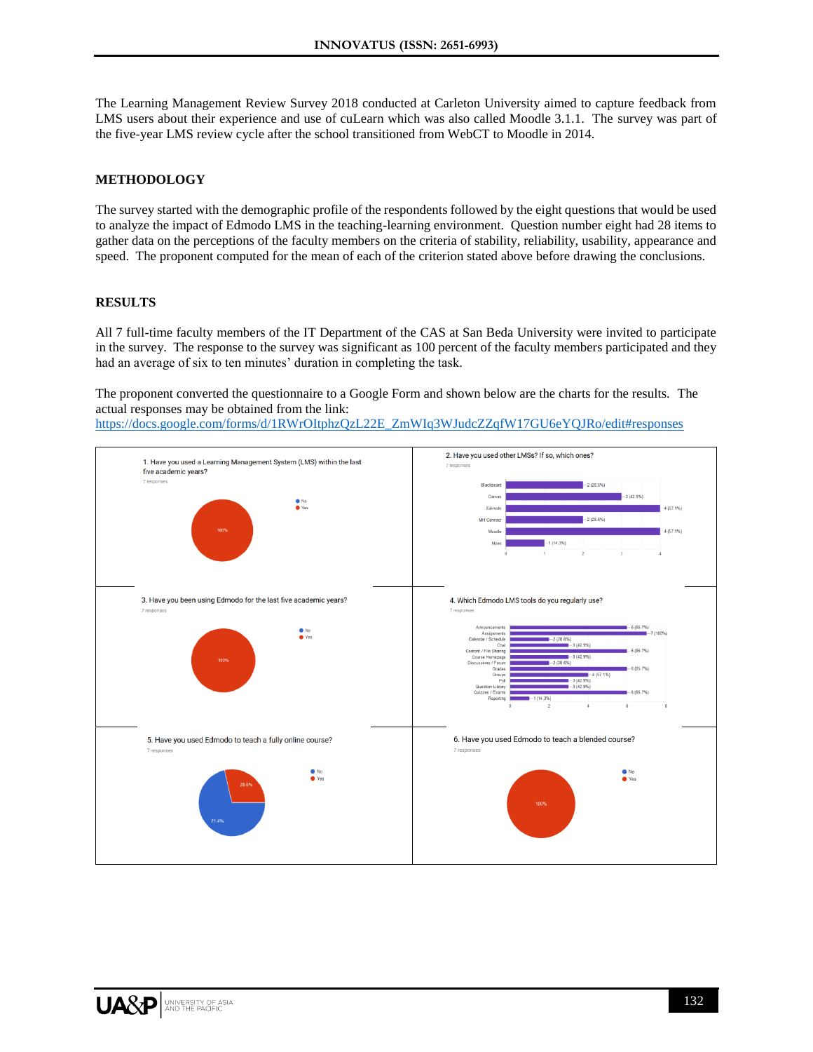The Learning Management Review Survey 2018 conducted at Carleton University aimed to capture feedback from LMS users about their experience and use of cuLearn which was also called Moodle 3.1.1. The survey was part of the five-year LMS review cycle after the school transitioned from WebCT to Moodle in 2014.

## METHODOLOGY

The survey started with the demographic profile of the respondents followed by the eight questions that would be used to analyze the impact of Edmodo LMS in the teaching-learning environment. Question number eight had 28 items to gather data on the perceptions of the faculty members on the criteria of stability, reliability, usability, appearance and speed. The proponent computed for the mean of each of the criterion stated above before drawing the conclusions.

## RESULTS

All 7 full-time faculty members of the IT Department of the CAS at San Beda University were invited to participate in the survey. The response to the survey was significant as 100 percent of the faculty members participated and they had an average of six to ten minutes' duration in completing the task.

The proponent converted the questionnaire to a Google Form and shown below are the charts for the results. The actual responses may be obtained from the link:
https://docs.google.com/forms/d/1RWrOItphzQzL22E_ZmWIq3WJudcZZqfW17GU6eYQJRo/edit#responses

1. Have you used a Learning Management System (LMS) within the last five academic years?
7 responses
No / Yes: Yes 100%

2. Have you used other LMSs? If so, which ones?
7 responses

| LMS | Responses |
|---|---|
| Blackboard | 2 (28.6%) |
| Canvas | 3 (42.9%) |
| Edmodo | 4 (57.1%) |
| MH Connect | 2 (28.6%) |
| Moodle | 4 (57.1%) |
| None | 1 (14.3%) |

3. Have you been using Edmodo for the last five academic years?
7 responses
No / Yes: Yes 100%

4. Which Edmodo LMS tools do you regularly use?
7 responses

| Tool | Responses |
|---|---|
| Announcements | 6 (85.7%) |
| Assignments | 7 (100%) |
| Calendar / Schedule | 2 (28.6%) |
| Chat | 3 (42.9%) |
| Content / File Sharing | 6 (85.7%) |
| Course Homepage | 3 (42.9%) |
| Discussions / Forum | 2 (28.6%) |
| Grades | 6 (85.7%) |
| Groups | 4 (57.1%) |
| Poll | 3 (42.9%) |
| Question Library | 3 (42.9%) |
| Quizzes / Exams | 6 (85.7%) |
| Reporting | 1 (14.3%) |

5. Have you used Edmodo to teach a fully online course?
7 responses
No: 71.4%; Yes: 28.6%

6. Have you used Edmodo to teach a blended course?
7 responses
No / Yes: Yes 100%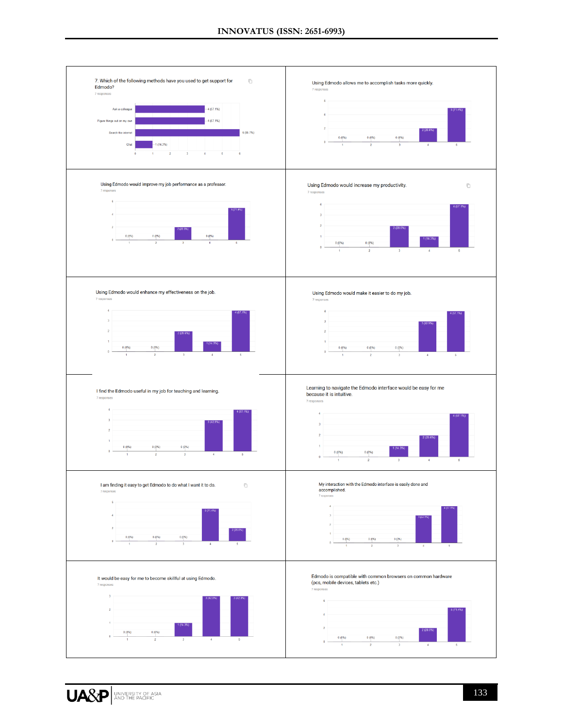7. Which of the following methods have you used to get support for Edmodo?

7 responses

| Method | Responses |
|---|---|
| Ask a colleague | 4 (57.1%) |
| Figure things out on my own | 4 (57.1%) |
| Search the internet | 6 (85.7%) |
| Chat | 1 (14.3%) |

Using Edmodo allows me to accomplish tasks more quickly.

7 responses

| 1 | 2 | 3 | 4 | 5 |
|---|---|---|---|---|
| 0 (0%) | 0 (0%) | 0 (0%) | 2 (28.6%) | 5 (71.4%) |

Using Edmodo would improve my job performance as a professor.

7 responses

| 1 | 2 | 3 | 4 | 5 |
|---|---|---|---|---|
| 0 (0%) | 0 (0%) | 2 (28.6%) | 0 (0%) | 5 (71.4%) |

Using Edmodo would increase my productivity.

7 responses

| 1 | 2 | 3 | 4 | 5 |
|---|---|---|---|---|
| 0 (0%) | 0 (0%) | 2 (28.6%) | 1 (14.3%) | 4 (57.1%) |

Using Edmodo would enhance my effectiveness on the job.

7 responses

| 1 | 2 | 3 | 4 | 5 |
|---|---|---|---|---|
| 0 (0%) | 0 (0%) | 2 (28.6%) | 1 (14.3%) | 4 (57.1%) |

Using Edmodo would make it easier to do my job.

7 responses

| 1 | 2 | 3 | 4 | 5 |
|---|---|---|---|---|
| 0 (0%) | 0 (0%) | 0 (0%) | 3 (42.9%) | 4 (57.1%) |

I find the Edmodo useful in my job for teaching and learning.

7 responses

| 1 | 2 | 3 | 4 | 5 |
|---|---|---|---|---|
| 0 (0%) | 0 (0%) | 0 (0%) | 3 (42.9%) | 4 (57.1%) |

Learning to navigate the Edmodo interface would be easy for me because it is intuitive.

7 responses

| 1 | 2 | 3 | 4 | 5 |
|---|---|---|---|---|
| 0 (0%) | 0 (0%) | 1 (14.3%) | 2 (28.6%) | 4 (57.1%) |

I am finding it easy to get Edmodo to do what I want it to do.

7 responses

| 1 | 2 | 3 | 4 | 5 |
|---|---|---|---|---|
| 0 (0%) | 0 (0%) | 0 (0%) | 5 (71.4%) | 2 (28.6%) |

My interaction with the Edmodo interface is easily done and accomplished.

7 responses

| 1 | 2 | 3 | 4 | 5 |
|---|---|---|---|---|
| 0 (0%) | 0 (0%) | 0 (0%) | 3 (42.9%) | 4 (57.1%) |

It would be easy for me to become skillful at using Edmodo.

7 responses

| 1 | 2 | 3 | 4 | 5 |
|---|---|---|---|---|
| 0 (0%) | 0 (0%) | 1 (14.3%) | 3 (42.9%) | 3 (42.9%) |

Edmodo is compatible with common browsers on common hardware (pcs, mobile devices, tablets etc.)

7 responses

| 1 | 2 | 3 | 4 | 5 |
|---|---|---|---|---|
| 0 (0%) | 0 (0%) | 0 (0%) | 2 (28.6%) | 5 (71.4%) |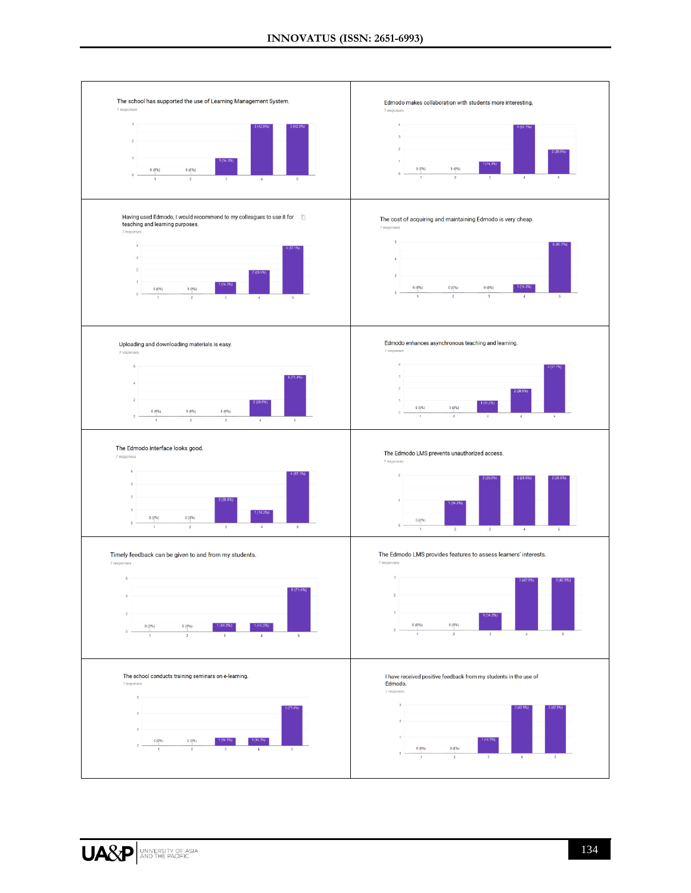The school has supported the use of Learning Management System.

7 responses

| Rating | 1 | 2 | 3 | 4 | 5 |
|---|---|---|---|---|---|
| Responses | 0 (0%) | 0 (0%) | 1 (14.3%) | 3 (42.9%) | 3 (42.9%) |

Edmodo makes collaboration with students more interesting.

7 responses

| Rating | 1 | 2 | 3 | 4 | 5 |
|---|---|---|---|---|---|
| Responses | 0 (0%) | 0 (0%) | 1 (14.3%) | 4 (57.1%) | 2 (28.6%) |

Having used Edmodo, I would recommend to my colleagues to use it for teaching and learning purposes.

7 responses

| Rating | 1 | 2 | 3 | 4 | 5 |
|---|---|---|---|---|---|
| Responses | 0 (0%) | 0 (0%) | 1 (14.3%) | 2 (28.6%) | 4 (57.1%) |

The cost of acquiring and maintaining Edmodo is very cheap.

7 responses

| Rating | 1 | 2 | 3 | 4 | 5 |
|---|---|---|---|---|---|
| Responses | 0 (0%) | 0 (0%) | 0 (0%) | 1 (14.3%) | 6 (85.7%) |

Uploading and downloading materials is easy.

7 responses

| Rating | 1 | 2 | 3 | 4 | 5 |
|---|---|---|---|---|---|
| Responses | 0 (0%) | 0 (0%) | 0 (0%) | 2 (28.6%) | 5 (71.4%) |

Edmodo enhances asynchronous teaching and learning.

7 responses

| Rating | 1 | 2 | 3 | 4 | 5 |
|---|---|---|---|---|---|
| Responses | 0 (0%) | 0 (0%) | 1 (14.3%) | 2 (28.6%) | 4 (57.1%) |

The Edmodo interface looks good.

7 responses

| Rating | 1 | 2 | 3 | 4 | 5 |
|---|---|---|---|---|---|
| Responses | 0 (0%) | 0 (0%) | 2 (28.6%) | 1 (14.3%) | 4 (57.1%) |

The Edmodo LMS prevents unauthorized access.

7 responses

| Rating | 1 | 2 | 3 | 4 | 5 |
|---|---|---|---|---|---|
| Responses | 0 (0%) | 1 (14.3%) | 2 (28.6%) | 2 (28.6%) | 2 (28.6%) |

Timely feedback can be given to and from my students.

7 responses

| Rating | 1 | 2 | 3 | 4 | 5 |
|---|---|---|---|---|---|
| Responses | 0 (0%) | 0 (0%) | 1 (14.3%) | 1 (14.3%) | 5 (71.4%) |

The Edmodo LMS provides features to assess learners' interests.

7 responses

| Rating | 1 | 2 | 3 | 4 | 5 |
|---|---|---|---|---|---|
| Responses | 0 (0%) | 0 (0%) | 1 (14.3%) | 3 (42.9%) | 3 (42.9%) |

The school conducts training seminars on e-learning.

7 responses

| Rating | 1 | 2 | 3 | 4 | 5 |
|---|---|---|---|---|---|
| Responses | 0 (0%) | 0 (0%) | 1 (14.3%) | 1 (14.3%) | 5 (71.4%) |

I have received positive feedback from my students in the use of Edmodo.

7 responses

| Rating | 1 | 2 | 3 | 4 | 5 |
|---|---|---|---|---|---|
| Responses | 0 (0%) | 0 (0%) | 1 (14.3%) | 3 (42.9%) | 3 (42.9%) |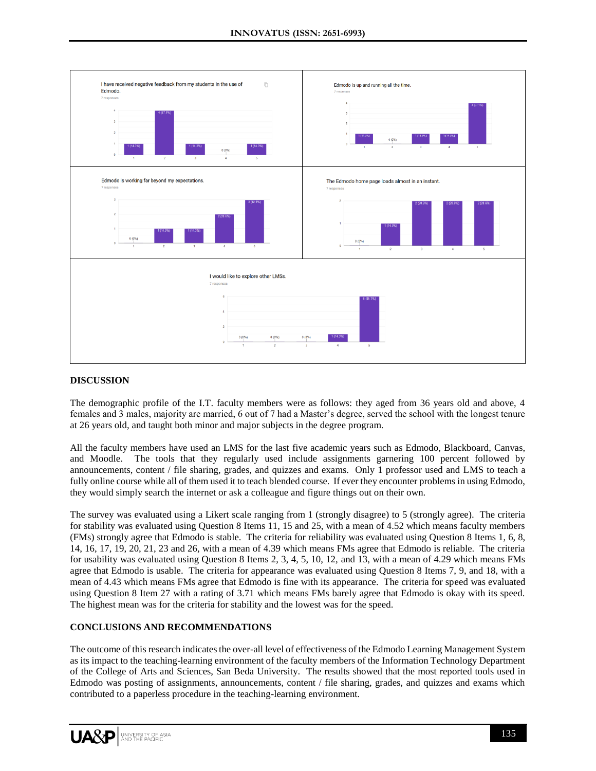## DISCUSSION

The demographic profile of the I.T. faculty members were as follows: they aged from 36 years old and above, 4 females and 3 males, majority are married, 6 out of 7 had a Master's degree, served the school with the longest tenure at 26 years old, and taught both minor and major subjects in the degree program.

All the faculty members have used an LMS for the last five academic years such as Edmodo, Blackboard, Canvas, and Moodle. The tools that they regularly used include assignments garnering 100 percent followed by announcements, content / file sharing, grades, and quizzes and exams. Only 1 professor used and LMS to teach a fully online course while all of them used it to teach blended course. If ever they encounter problems in using Edmodo, they would simply search the internet or ask a colleague and figure things out on their own.

The survey was evaluated using a Likert scale ranging from 1 (strongly disagree) to 5 (strongly agree). The criteria for stability was evaluated using Question 8 Items 11, 15 and 25, with a mean of 4.52 which means faculty members (FMs) strongly agree that Edmodo is stable. The criteria for reliability was evaluated using Question 8 Items 1, 6, 8, 14, 16, 17, 19, 20, 21, 23 and 26, with a mean of 4.39 which means FMs agree that Edmodo is reliable. The criteria for usability was evaluated using Question 8 Items 2, 3, 4, 5, 10, 12, and 13, with a mean of 4.29 which means FMs agree that Edmodo is usable. The criteria for appearance was evaluated using Question 8 Items 7, 9, and 18, with a mean of 4.43 which means FMs agree that Edmodo is fine with its appearance. The criteria for speed was evaluated using Question 8 Item 27 with a rating of 3.71 which means FMs barely agree that Edmodo is okay with its speed. The highest mean was for the criteria for stability and the lowest was for the speed.

## CONCLUSIONS AND RECOMMENDATIONS

The outcome of this research indicates the over-all level of effectiveness of the Edmodo Learning Management System as its impact to the teaching-learning environment of the faculty members of the Information Technology Department of the College of Arts and Sciences, San Beda University. The results showed that the most reported tools used in Edmodo was posting of assignments, announcements, content / file sharing, grades, and quizzes and exams which contributed to a paperless procedure in the teaching-learning environment.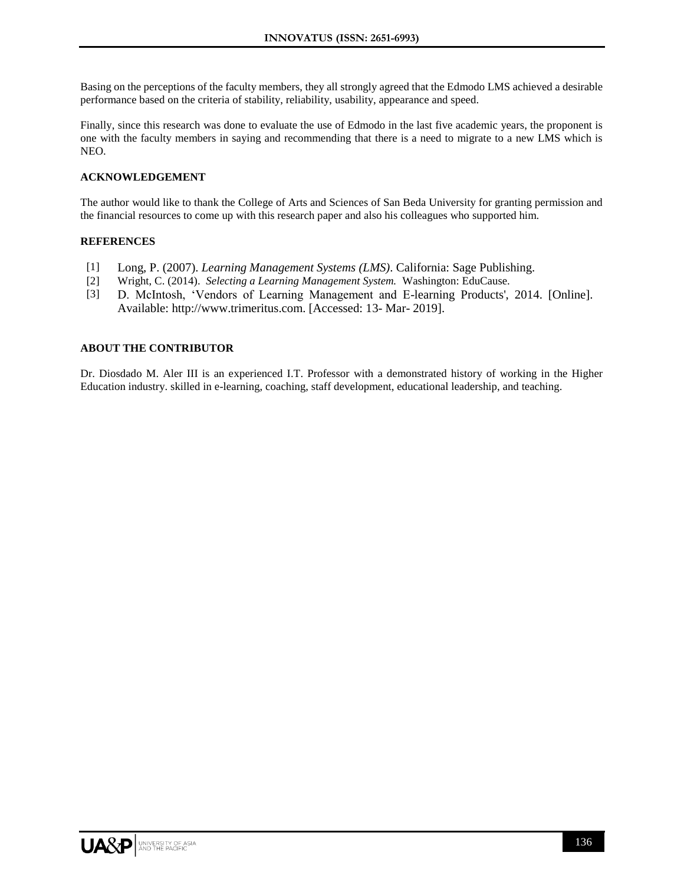Basing on the perceptions of the faculty members, they all strongly agreed that the Edmodo LMS achieved a desirable performance based on the criteria of stability, reliability, usability, appearance and speed.

Finally, since this research was done to evaluate the use of Edmodo in the last five academic years, the proponent is one with the faculty members in saying and recommending that there is a need to migrate to a new LMS which is NEO.

## ACKNOWLEDGEMENT

The author would like to thank the College of Arts and Sciences of San Beda University for granting permission and the financial resources to come up with this research paper and also his colleagues who supported him.

## REFERENCES

[1] Long, P. (2007). *Learning Management Systems (LMS)*. California: Sage Publishing.

[2] Wright, C. (2014). *Selecting a Learning Management System.* Washington: EduCause.

[3] D. McIntosh, 'Vendors of Learning Management and E-learning Products', 2014. [Online]. Available: http://www.trimeritus.com. [Accessed: 13- Mar- 2019].

## ABOUT THE CONTRIBUTOR

Dr. Diosdado M. Aler III is an experienced I.T. Professor with a demonstrated history of working in the Higher Education industry. skilled in e-learning, coaching, staff development, educational leadership, and teaching.